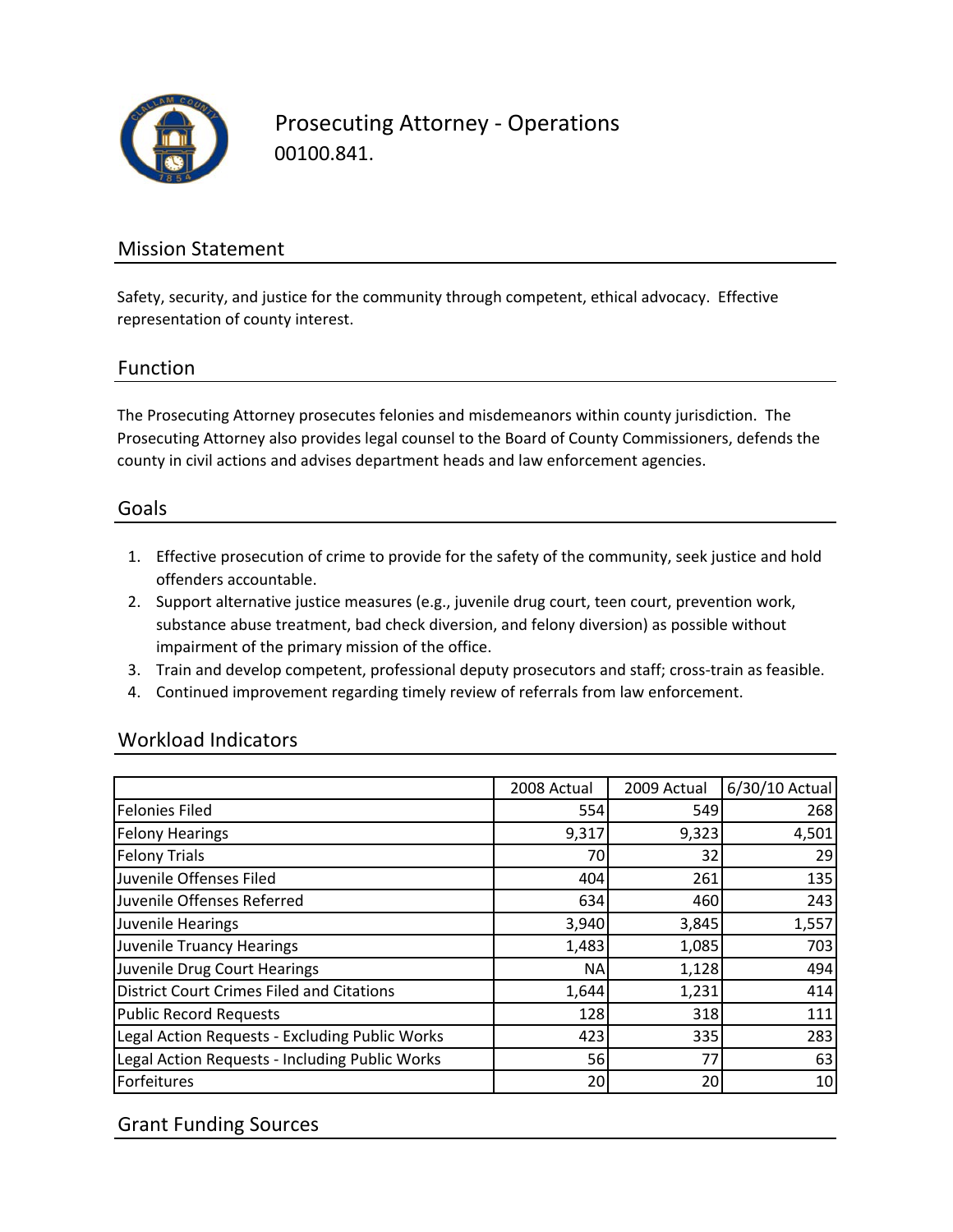# Prosecuting Attorney - Operations

00100.841.

## Mission Statement

Safety, security, and justice for the community through competent, ethical advocacy. Effective representation of county interest.

## Function

The Prosecuting Attorney prosecutes felonies and misdemeanors within county jurisdiction. The Prosecuting Attorney also provides legal counsel to the Board of County Commissioners, defends the county in civil actions and advises department heads and law enforcement agencies.

## Goals

1. Effective prosecution of crime to provide for the safety of the community, seek justice and hold offenders accountable.
2. Support alternative justice measures (e.g., juvenile drug court, teen court, prevention work, substance abuse treatment, bad check diversion, and felony diversion) as possible without impairment of the primary mission of the office.
3. Train and develop competent, professional deputy prosecutors and staff; cross-train as feasible.
4. Continued improvement regarding timely review of referrals from law enforcement.

## Workload Indicators

| | 2008 Actual | 2009 Actual | 6/30/10 Actual |
|---|---|---|---|
| Felonies Filed | 554 | 549 | 268 |
| Felony Hearings | 9,317 | 9,323 | 4,501 |
| Felony Trials | 70 | 32 | 29 |
| Juvenile Offenses Filed | 404 | 261 | 135 |
| Juvenile Offenses Referred | 634 | 460 | 243 |
| Juvenile Hearings | 3,940 | 3,845 | 1,557 |
| Juvenile Truancy Hearings | 1,483 | 1,085 | 703 |
| Juvenile Drug Court Hearings | NA | 1,128 | 494 |
| District Court Crimes Filed and Citations | 1,644 | 1,231 | 414 |
| Public Record Requests | 128 | 318 | 111 |
| Legal Action Requests - Excluding Public Works | 423 | 335 | 283 |
| Legal Action Requests - Including Public Works | 56 | 77 | 63 |
| Forfeitures | 20 | 20 | 10 |

## Grant Funding Sources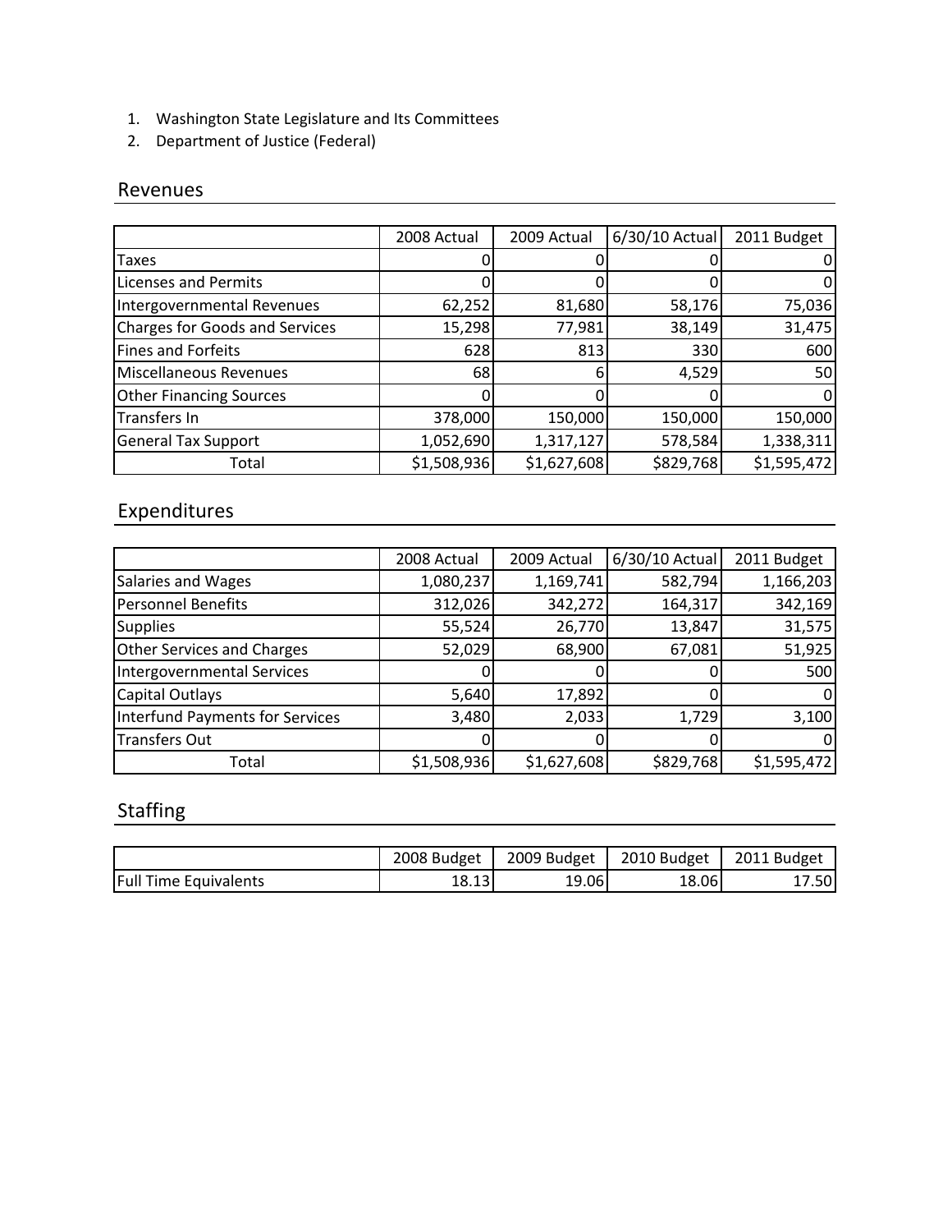1. Washington State Legislature and Its Committees
2. Department of Justice (Federal)

## Revenues

| | 2008 Actual | 2009 Actual | 6/30/10 Actual | 2011 Budget |
|---|---|---|---|---|
| Taxes | 0 | 0 | 0 | 0 |
| Licenses and Permits | 0 | 0 | 0 | 0 |
| Intergovernmental Revenues | 62,252 | 81,680 | 58,176 | 75,036 |
| Charges for Goods and Services | 15,298 | 77,981 | 38,149 | 31,475 |
| Fines and Forfeits | 628 | 813 | 330 | 600 |
| Miscellaneous Revenues | 68 | 6 | 4,529 | 50 |
| Other Financing Sources | 0 | 0 | 0 | 0 |
| Transfers In | 378,000 | 150,000 | 150,000 | 150,000 |
| General Tax Support | 1,052,690 | 1,317,127 | 578,584 | 1,338,311 |
| Total | $1,508,936 | $1,627,608 | $829,768 | $1,595,472 |

## Expenditures

| | 2008 Actual | 2009 Actual | 6/30/10 Actual | 2011 Budget |
|---|---|---|---|---|
| Salaries and Wages | 1,080,237 | 1,169,741 | 582,794 | 1,166,203 |
| Personnel Benefits | 312,026 | 342,272 | 164,317 | 342,169 |
| Supplies | 55,524 | 26,770 | 13,847 | 31,575 |
| Other Services and Charges | 52,029 | 68,900 | 67,081 | 51,925 |
| Intergovernmental Services | 0 | 0 | 0 | 500 |
| Capital Outlays | 5,640 | 17,892 | 0 | 0 |
| Interfund Payments for Services | 3,480 | 2,033 | 1,729 | 3,100 |
| Transfers Out | 0 | 0 | 0 | 0 |
| Total | $1,508,936 | $1,627,608 | $829,768 | $1,595,472 |

## Staffing

| | 2008 Budget | 2009 Budget | 2010 Budget | 2011 Budget |
|---|---|---|---|---|
| Full Time Equivalents | 18.13 | 19.06 | 18.06 | 17.50 |